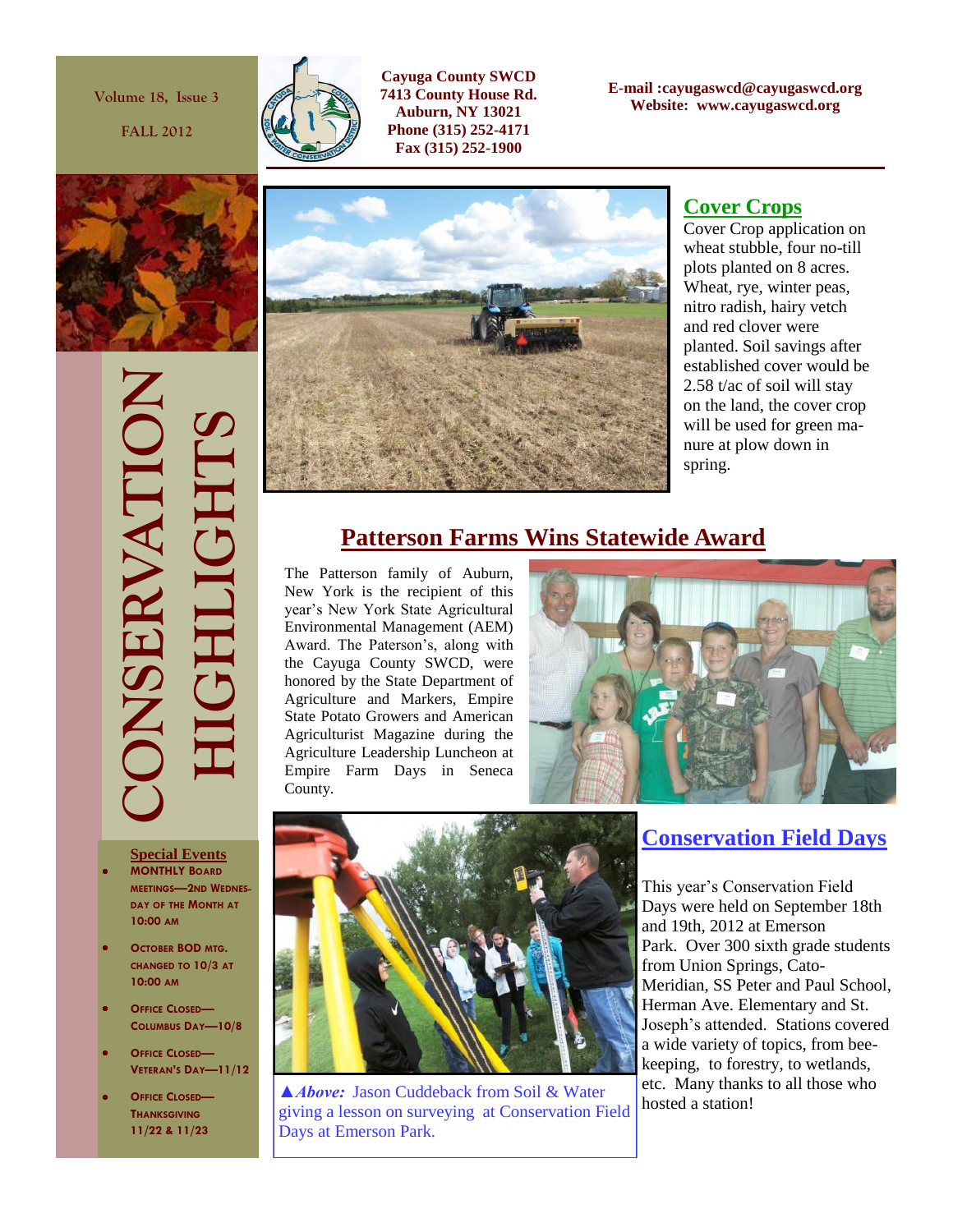Volume 18, Issue 3

FALL 2012

**Cayuga County SWCD**
**7413 County House Rd.**
**Auburn, NY 13021**
**Phone (315) 252-4171**
**Fax (315) 252-1900**

**E-mail :cayugaswcd@cayugaswcd.org**
**Website: www.cayugaswcd.org**

# CONSERVATION HIGHLIGHTS

## Cover Crops

Cover Crop application on wheat stubble, four no-till plots planted on 8 acres. Wheat, rye, winter peas, nitro radish, hairy vetch and red clover were planted. Soil savings after established cover would be 2.58 t/ac of soil will stay on the land, the cover crop will be used for green manure at plow down in spring.

## Patterson Farms Wins Statewide Award

The Patterson family of Auburn, New York is the recipient of this year's New York State Agricultural Environmental Management (AEM) Award. The Paterson's, along with the Cayuga County SWCD, were honored by the State Department of Agriculture and Markers, Empire State Potato Growers and American Agriculturist Magazine during the Agriculture Leadership Luncheon at Empire Farm Days in Seneca County.

## Conservation Field Days

This year's Conservation Field Days were held on September 18th and 19th, 2012 at Emerson Park. Over 300 sixth grade students from Union Springs, Cato-Meridian, SS Peter and Paul School, Herman Ave. Elementary and St. Joseph's attended. Stations covered a wide variety of topics, from bee-keeping, to forestry, to wetlands, etc. Many thanks to all those who hosted a station!

▲***Above:*** Jason Cuddeback from Soil & Water giving a lesson on surveying at Conservation Field Days at Emerson Park.

### Special Events

- **MONTHLY BOARD MEETINGS—2ND WEDNESDAY OF THE MONTH AT 10:00 AM**
- **OCTOBER BOD MTG. CHANGED TO 10/3 AT 10:00 AM**
- **OFFICE CLOSED—COLUMBUS DAY—10/8**
- **OFFICE CLOSED—VETERAN'S DAY—11/12**
- **OFFICE CLOSED—THANKSGIVING 11/22 & 11/23**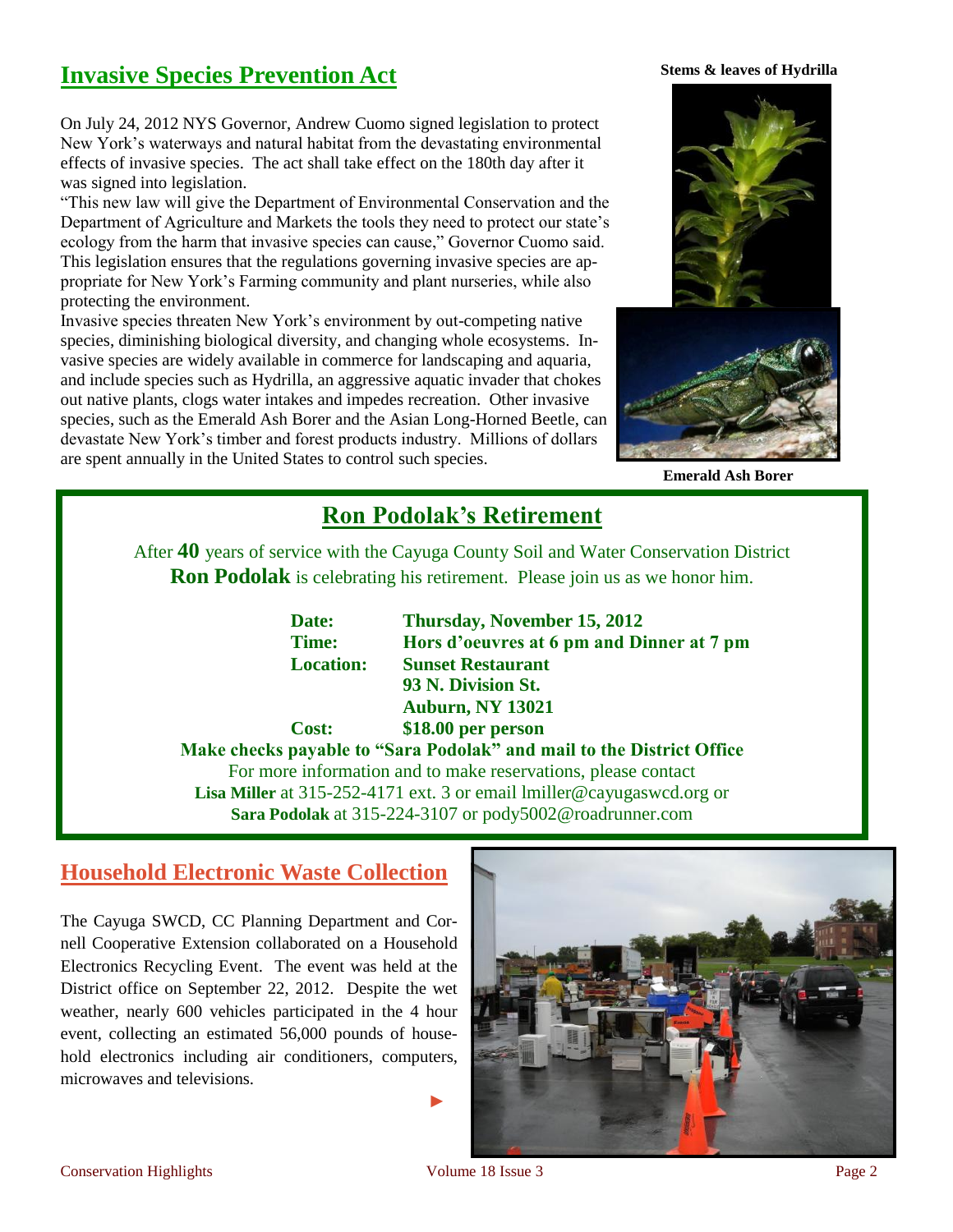## Invasive Species Prevention Act

On July 24, 2012 NYS Governor, Andrew Cuomo signed legislation to protect New York's waterways and natural habitat from the devastating environmental effects of invasive species. The act shall take effect on the 180th day after it was signed into legislation.

"This new law will give the Department of Environmental Conservation and the Department of Agriculture and Markets the tools they need to protect our state's ecology from the harm that invasive species can cause," Governor Cuomo said. This legislation ensures that the regulations governing invasive species are appropriate for New York's Farming community and plant nurseries, while also protecting the environment.

Invasive species threaten New York's environment by out-competing native species, diminishing biological diversity, and changing whole ecosystems. Invasive species are widely available in commerce for landscaping and aquaria, and include species such as Hydrilla, an aggressive aquatic invader that chokes out native plants, clogs water intakes and impedes recreation. Other invasive species, such as the Emerald Ash Borer and the Asian Long-Horned Beetle, can devastate New York's timber and forest products industry. Millions of dollars are spent annually in the United States to control such species.

**Stems & leaves of Hydrilla**

**Emerald Ash Borer**

## Ron Podolak's Retirement

After **40** years of service with the Cayuga County Soil and Water Conservation District **Ron Podolak** is celebrating his retirement. Please join us as we honor him.

**Date:** **Thursday, November 15, 2012**
**Time:** **Hors d'oeuvres at 6 pm and Dinner at 7 pm**
**Location:** **Sunset Restaurant**
**93 N. Division St.**
**Auburn, NY 13021**
**Cost:** **$18.00 per person**

**Make checks payable to "Sara Podolak" and mail to the District Office**

For more information and to make reservations, please contact
**Lisa Miller** at 315-252-4171 ext. 3 or email lmiller@cayugaswcd.org or
**Sara Podolak** at 315-224-3107 or pody5002@roadrunner.com

## Household Electronic Waste Collection

The Cayuga SWCD, CC Planning Department and Cornell Cooperative Extension collaborated on a Household Electronics Recycling Event. The event was held at the District office on September 22, 2012. Despite the wet weather, nearly 600 vehicles participated in the 4 hour event, collecting an estimated 56,000 pounds of household electronics including air conditioners, computers, microwaves and televisions.